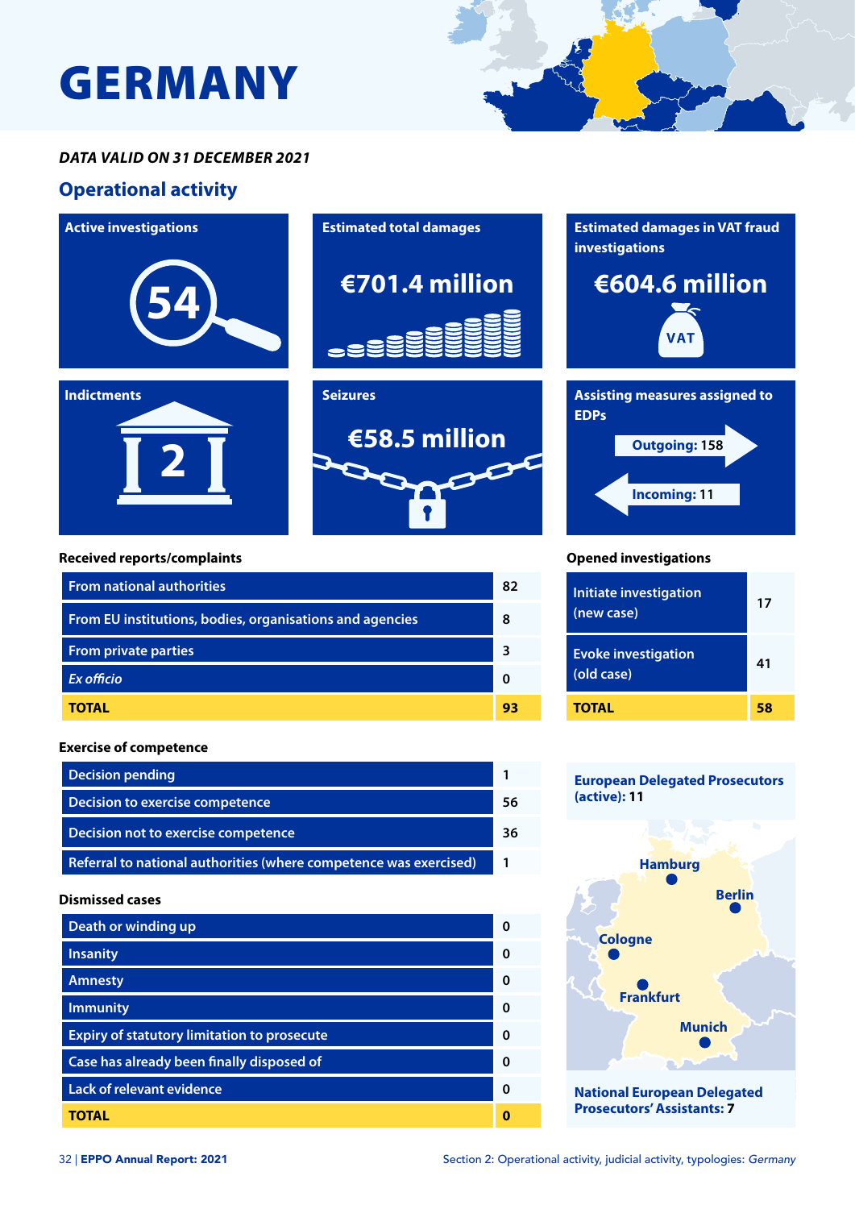# GERMANY

***DATA VALID ON 31 DECEMBER 2021***

## Operational activity

**Active investigations**

54

**Estimated total damages**

€701.4 million

**Estimated damages in VAT fraud investigations**

€604.6 million

**Indictments**

2

**Seizures**

€58.5 million

**Assisting measures assigned to EDPs**

Outgoing: 158

Incoming: 11

**Received reports/complaints**

| | |
|---|---|
| From national authorities | 82 |
| From EU institutions, bodies, organisations and agencies | 8 |
| From private parties | 3 |
| *Ex officio* | 0 |
| **TOTAL** | **93** |

**Opened investigations**

| | |
|---|---|
| Initiate investigation (new case) | 17 |
| Evoke investigation (old case) | 41 |
| **TOTAL** | **58** |

**Exercise of competence**

| | |
|---|---|
| Decision pending | 1 |
| Decision to exercise competence | 56 |
| Decision not to exercise competence | 36 |
| Referral to national authorities (where competence was exercised) | 1 |

**Dismissed cases**

| | |
|---|---|
| Death or winding up | 0 |
| Insanity | 0 |
| Amnesty | 0 |
| Immunity | 0 |
| Expiry of statutory limitation to prosecute | 0 |
| Case has already been finally disposed of | 0 |
| Lack of relevant evidence | 0 |
| **TOTAL** | **0** |

**European Delegated Prosecutors (active): 11**

Hamburg, Berlin, Cologne, Frankfurt, Munich

**National European Delegated Prosecutors' Assistants: 7**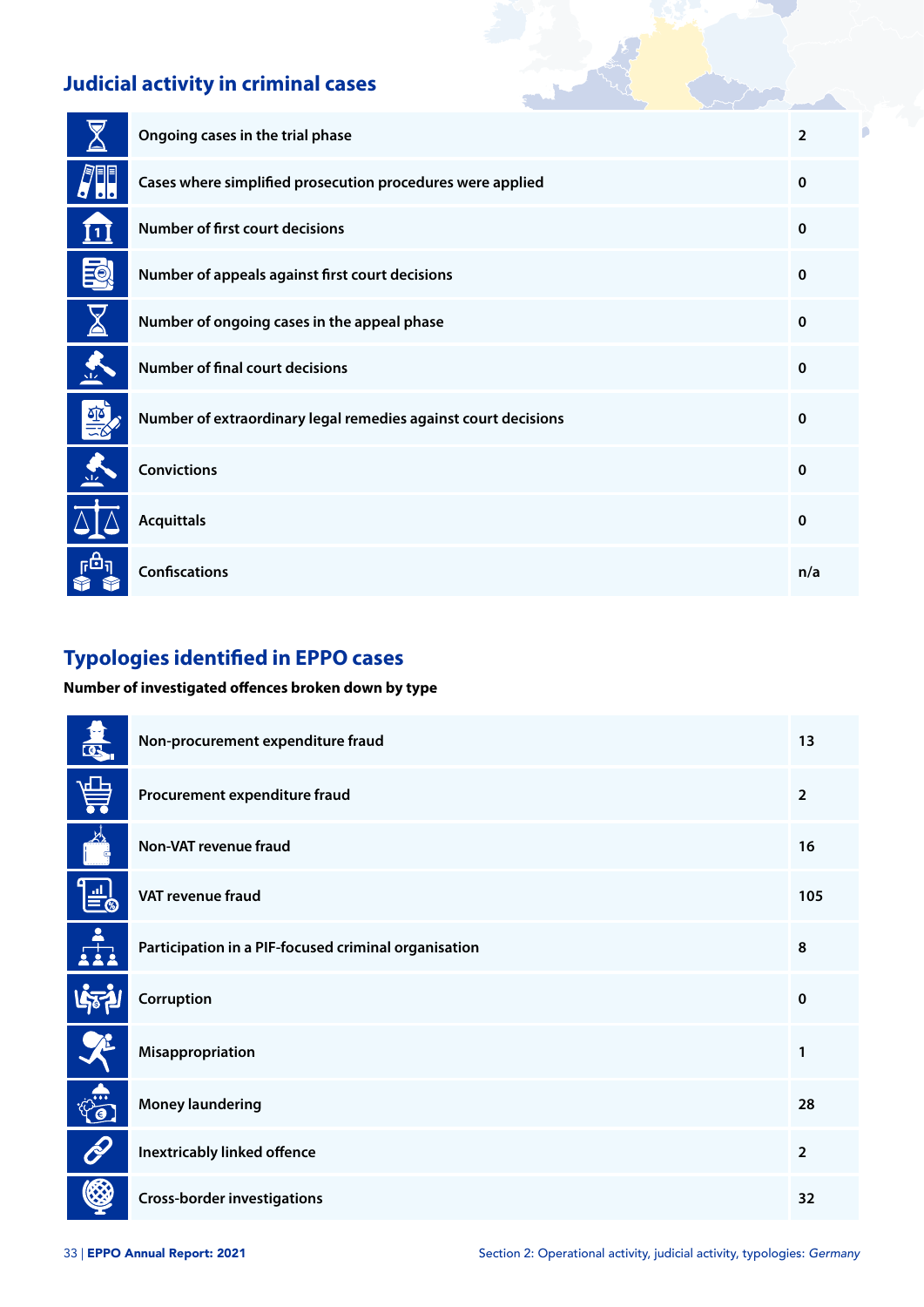## Judicial activity in criminal cases

| | |
|---|---|
| Ongoing cases in the trial phase | 2 |
| Cases where simplified prosecution procedures were applied | 0 |
| Number of first court decisions | 0 |
| Number of appeals against first court decisions | 0 |
| Number of ongoing cases in the appeal phase | 0 |
| Number of final court decisions | 0 |
| Number of extraordinary legal remedies against court decisions | 0 |
| Convictions | 0 |
| Acquittals | 0 |
| Confiscations | n/a |

## Typologies identified in EPPO cases

**Number of investigated offences broken down by type**

| | |
|---|---|
| Non-procurement expenditure fraud | 13 |
| Procurement expenditure fraud | 2 |
| Non-VAT revenue fraud | 16 |
| VAT revenue fraud | 105 |
| Participation in a PIF-focused criminal organisation | 8 |
| Corruption | 0 |
| Misappropriation | 1 |
| Money laundering | 28 |
| Inextricably linked offence | 2 |
| Cross-border investigations | 32 |